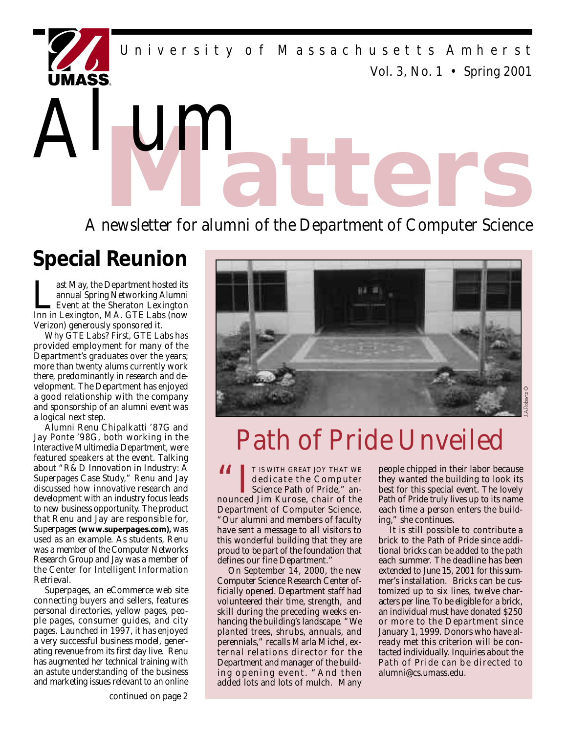University of Massachusetts Amherst

Vol. 3, No. 1 • Spring 2001

# Alum Matters

A newsletter for alumni of the Department of Computer Science

## Special Reunion

Last May, the Department hosted its annual Spring Networking Alumni Event at the Sheraton Lexington Inn in Lexington, MA. GTE Labs (now Verizon) generously sponsored it.

Why GTE Labs? First, GTE Labs has provided employment for many of the Department's graduates over the years; more than twenty alums currently work there, predominantly in research and development. The Department has enjoyed a good relationship with the company and sponsorship of an alumni event was a logical next step.

Alumni Renu Chipalkatti '87G and Jay Ponte '98G, both working in the Interactive Multimedia Department, were featured speakers at the event. Talking about "R&D Innovation in Industry: A Superpages Case Study," Renu and Jay discussed how innovative research and development with an industry focus leads to new business opportunity. The product that Renu and Jay are responsible for, Superpages **(www.superpages.com),** was used as an example. As students, Renu was a member of the Computer Networks Research Group and Jay was a member of the Center for Intelligent Information Retrieval.

Superpages, an eCommerce web site connecting buyers and sellers, features personal directories, yellow pages, people pages, consumer guides, and city pages. Launched in 1997, it has enjoyed a very successful business model, generating revenue from its first day live. Renu has augmented her technical training with an astute understanding of the business and marketing issues relevant to an online

*continued on page 2*

J.A.Roberts ©

## Path of Pride Unveiled

"It is with great joy that we dedicate the Computer Science Path of Pride," announced Jim Kurose, chair of the Department of Computer Science. "Our alumni and members of faculty have sent a message to all visitors to this wonderful building that they are proud to be part of the foundation that defines our fine Department."

On September 14, 2000, the new Computer Science Research Center officially opened. Department staff had volunteered their time, strength, and skill during the preceding weeks enhancing the building's landscape. "We planted trees, shrubs, annuals, and perennials," recalls Marla Michel, external relations director for the Department and manager of the building opening event. "And then added lots and lots of mulch. Many people chipped in their labor because they wanted the building to look its best for this special event. The lovely Path of Pride truly lives up to its name each time a person enters the building," she continues.

It is still possible to contribute a brick to the Path of Pride since additional bricks can be added to the path each summer. The deadline has been extended to June 15, 2001 for this summer's installation. Bricks can be customized up to six lines, twelve characters per line. To be eligible for a brick, an individual must have donated $250 or more to the Department since January 1, 1999. Donors who have already met this criterion will be contacted individually. Inquiries about the Path of Pride can be directed to alumni@cs.umass.edu.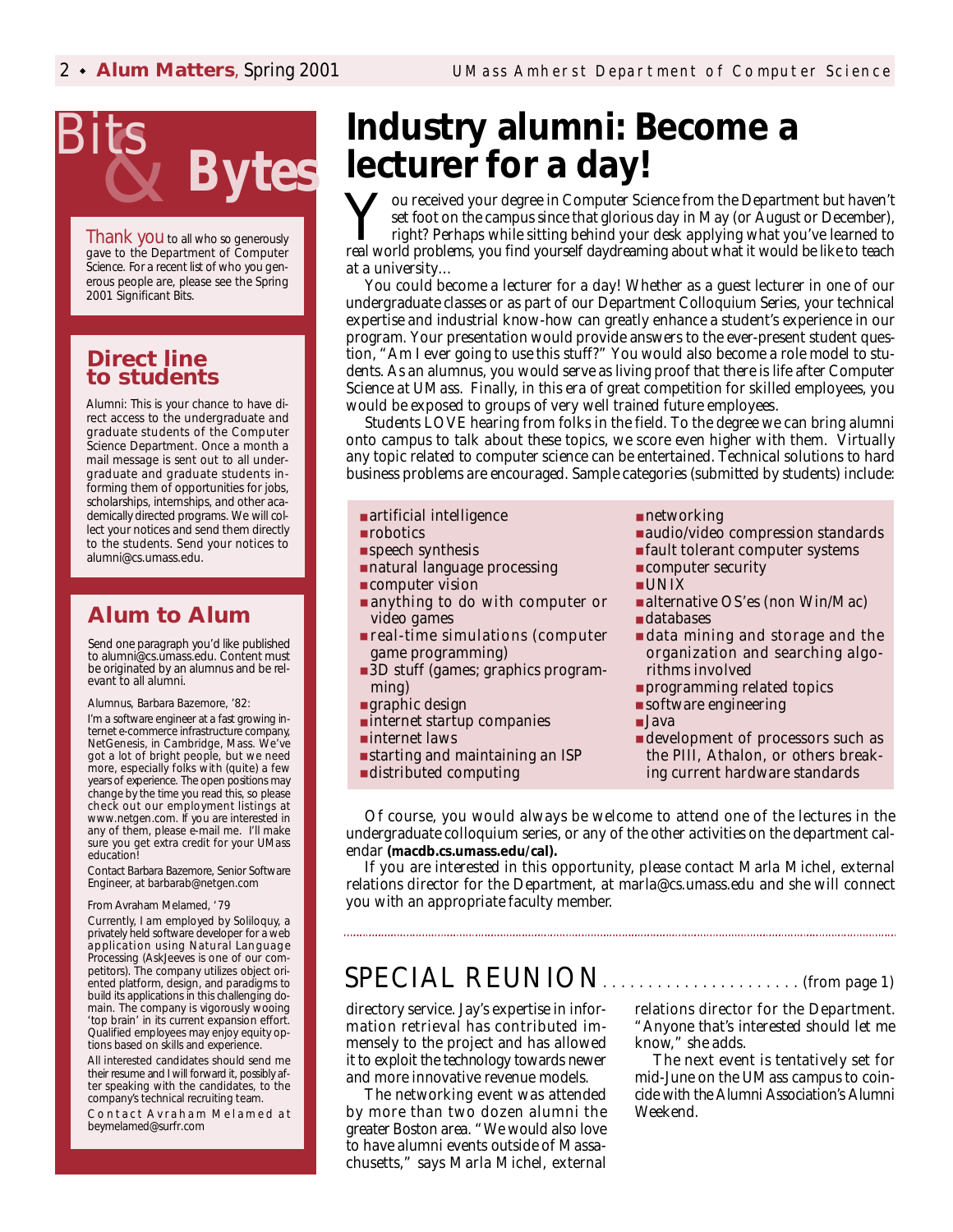# Bits & Bytes

Thank you to all who so generously gave to the Department of Computer Science. For a recent list of who you generous people are, please see the Spring 2001 Significant Bits.

## Direct line to students

Alumni: This is your chance to have direct access to the undergraduate and graduate students of the Computer Science Department. Once a month a mail message is sent out to all undergraduate and graduate students informing them of opportunities for jobs, scholarships, internships, and other academically directed programs. We will collect your notices and send them directly to the students. Send your notices to alumni@cs.umass.edu.

## Alum to Alum

Send one paragraph you'd like published to alumni@cs.umass.edu. Content must be originated by an alumnus and be relevant to all alumni.

Alumnus, Barbara Bazemore, '82:

I'm a software engineer at a fast growing internet e-commerce infrastructure company, NetGenesis, in Cambridge, Mass. We've got a lot of bright people, but we need more, especially folks with (quite) a few years of experience. The open positions may change by the time you read this, so please check out our employment listings at www.netgen.com. If you are interested in any of them, please e-mail me. I'll make sure you get extra credit for your UMass education!

Contact Barbara Bazemore, Senior Software Engineer, at barbarab@netgen.com

From Avraham Melamed, '79

Currently, I am employed by Soliloquy, a privately held software developer for a web application using Natural Language Processing (AskJeeves is one of our competitors). The company utilizes object oriented platform, design, and paradigms to build its applications in this challenging domain. The company is vigorously wooing 'top brain' in its current expansion effort. Qualified employees may enjoy equity options based on skills and experience.

All interested candidates should send me their resume and I will forward it, possibly after speaking with the candidates, to the company's technical recruiting team.

Contact Avraham Melamed at beymelamed@surfr.com

# Industry alumni: Become a lecturer for a day!

You received your degree in Computer Science from the Department but haven't set foot on the campus since that glorious day in May (or August or December), right? Perhaps while sitting behind your desk applying what you've learned to real world problems, you find yourself daydreaming about what it would be like to teach at a university…

You could become a lecturer for a day! Whether as a guest lecturer in one of our undergraduate classes or as part of our Department Colloquium Series, your technical expertise and industrial know-how can greatly enhance a student's experience in our program. Your presentation would provide answers to the ever-present student question, "Am I ever going to use this stuff?" You would also become a role model to students. As an alumnus, you would serve as living proof that there is life after Computer Science at UMass. Finally, in this era of great competition for skilled employees, you would be exposed to groups of very well trained future employees.

Students LOVE hearing from folks in the field. To the degree we can bring alumni onto campus to talk about these topics, we score even higher with them. Virtually any topic related to computer science can be entertained. Technical solutions to hard business problems are encouraged. Sample categories (submitted by students) include:

- artificial intelligence
- robotics
- speech synthesis
- natural language processing
- computer vision
- anything to do with computer or video games
- real-time simulations (computer game programming)
- 3D stuff (games; graphics programming)
- graphic design
- internet startup companies
- internet laws
- starting and maintaining an ISP
- distributed computing
- networking
- audio/video compression standards
- fault tolerant computer systems
- computer security
- UNIX
- alternative OS'es (non Win/Mac)
- databases
- data mining and storage and the organization and searching algorithms involved
- programming related topics
- software engineering
- Java
- development of processors such as the PIII, Athalon, or others breaking current hardware standards

Of course, you would always be welcome to attend one of the lectures in the undergraduate colloquium series, or any of the other activities on the department calendar **(macdb.cs.umass.edu/cal).**

If you are interested in this opportunity, please contact Marla Michel, external relations director for the Department, at marla@cs.umass.edu and she will connect you with an appropriate faculty member.

## SPECIAL REUNION (from page 1)

directory service. Jay's expertise in information retrieval has contributed immensely to the project and has allowed it to exploit the technology towards newer and more innovative revenue models.

The networking event was attended by more than two dozen alumni the greater Boston area. "We would also love to have alumni events outside of Massachusetts," says Marla Michel, external relations director for the Department. "Anyone that's interested should let me know," she adds.

The next event is tentatively set for mid-June on the UMass campus to coincide with the Alumni Association's Alumni Weekend.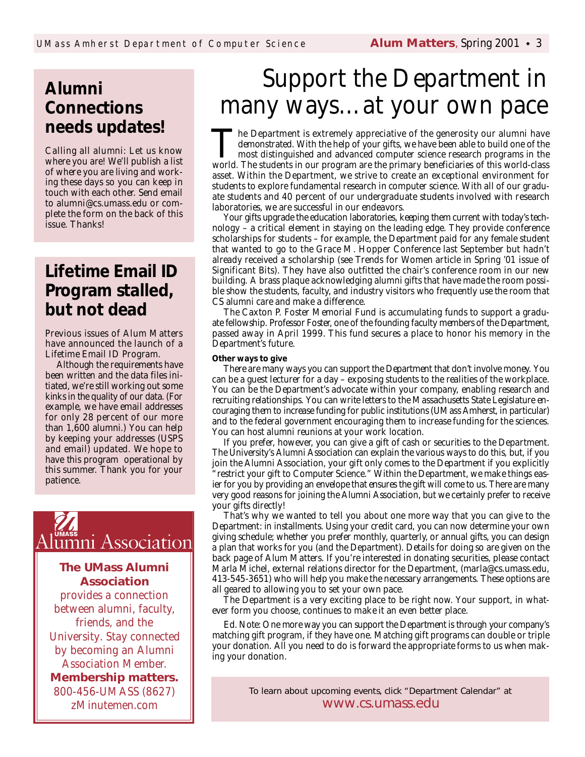# Support the Department in many ways…at your own pace

The Department is extremely appreciative of the generosity our alumni have demonstrated. With the help of your gifts, we have been able to build one of the most distinguished and advanced computer science research programs in the world. The students in our program are the primary beneficiaries of this world-class asset. Within the Department, we strive to create an exceptional environment for students to explore fundamental research in computer science. With all of our graduate students and 40 percent of our undergraduate students involved with research laboratories, we are successful in our endeavors.

Your gifts upgrade the education laboratories, keeping them current with today's technology – a critical element in staying on the leading edge. They provide conference scholarships for students – for example, the Department paid for any female student that wanted to go to the Grace M. Hopper Conference last September but hadn't already received a scholarship (see Trends for Women article in Spring '01 issue of Significant Bits). They have also outfitted the chair's conference room in our new building. A brass plaque acknowledging alumni gifts that have made the room possible show the students, faculty, and industry visitors who frequently use the room that CS alumni care and make a difference.

The Caxton P. Foster Memorial Fund is accumulating funds to support a graduate fellowship. Professor Foster, one of the founding faculty members of the Department, passed away in April 1999. This fund secures a place to honor his memory in the Department's future.

**Other ways to give**

There are many ways you can support the Department that don't involve money. You can be a guest lecturer for a day – exposing students to the realities of the workplace. You can be the Department's advocate within your company, enabling research and recruiting relationships. You can write letters to the Massachusetts State Legislature encouraging them to increase funding for public institutions (UMass Amherst, in particular) and to the federal government encouraging them to increase funding for the sciences. You can host alumni reunions at your work location.

If you prefer, however, you can give a gift of cash or securities to the Department. The University's Alumni Association can explain the various ways to do this, but, if you join the Alumni Association, your gift only comes to the Department if you explicitly "restrict your gift to Computer Science." Within the Department, we make things easier for you by providing an envelope that ensures the gift will come to us. There are many very good reasons for joining the Alumni Association, but we certainly prefer to receive your gifts directly!

That's why we wanted to tell you about one more way that you can give to the Department: in installments. Using your credit card, you can now determine your own giving schedule; whether you prefer monthly, quarterly, or annual gifts, you can design a plan that works for you (and the Department). Details for doing so are given on the back page of Alum Matters. If you're interested in donating securities, please contact Marla Michel, external relations director for the Department, (marla@cs.umass.edu, 413-545-3651) who will help you make the necessary arrangements. These options are all geared to allowing you to set your own pace.

The Department is a very exciting place to be right now. Your support, in whatever form you choose, continues to make it an even better place.

Ed. Note: One more way you can support the Department is through your company's matching gift program, if they have one. Matching gift programs can double or triple your donation. All you need to do is forward the appropriate forms to us when making your donation.

To learn about upcoming events, click "Department Calendar" at
www.cs.umass.edu

## Alumni Connections needs updates!

Calling all alumni: Let us know where you are! We'll publish a list of where you are living and working these days so you can keep in touch with each other. Send email to alumni@cs.umass.edu or complete the form on the back of this issue. Thanks!

## Lifetime Email ID Program stalled, but not dead

Previous issues of Alum Matters have announced the launch of a Lifetime Email ID Program.

Although the requirements have been written and the data files initiated, we're still working out some kinks in the quality of our data. (For example, we have email addresses for only 28 percent of our more than 1,600 alumni.) You can help by keeping your addresses (USPS and email) updated. We hope to have this program operational by this summer. Thank you for your patience.

UMass Alumni Association

**The UMass Alumni Association**
provides a connection between alumni, faculty, friends, and the University. Stay connected by becoming an Alumni Association Member.
**Membership matters.**
800-456-UMASS (8627)
zMinutemen.com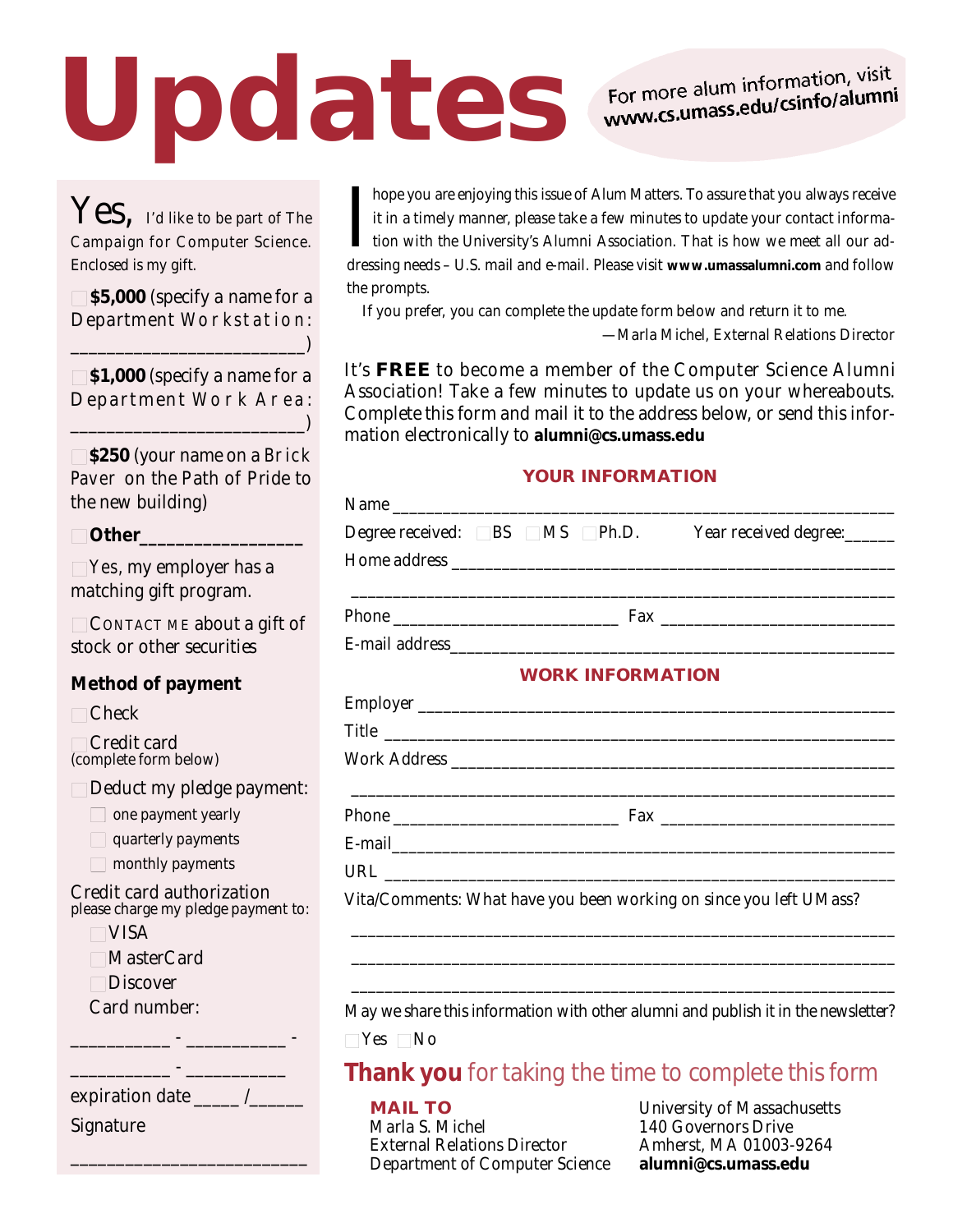# Updates

For more alum information, visit **www.cs.umass.edu/csinfo/alumni**

**Yes,** I'd like to be part of The Campaign for Computer Science. Enclosed is my gift.

☐ **$5,000** (specify a name for a Department Workstation: ________________________)

☐ **$1,000** (specify a name for a Department Work Area: ________________________)

☐ **$250** (your name on a Brick Paver on the Path of Pride to the new building)

☐ **Other________________**

☐ Yes, my employer has a matching gift program.

☐ CONTACT ME about a gift of stock or other securities

**Method of payment**

☐ Check

☐ Credit card (complete form below)

☐ Deduct my pledge payment:

- ☐ one payment yearly
- ☐ quarterly payments
- ☐ monthly payments

Credit card authorization
please charge my pledge payment to:

- ☐ VISA
- ☐ MasterCard
- ☐ Discover

Card number:

__________ - __________ - __________ - __________

expiration date _____ /______

Signature

________________________

I hope you are enjoying this issue of Alum Matters. To assure that you always receive it in a timely manner, please take a few minutes to update your contact information with the University's Alumni Association. That is how we meet all our addressing needs – U.S. mail and e-mail. Please visit **www.umassalumni.com** and follow the prompts.

If you prefer, you can complete the update form below and return it to me.

—Marla Michel, External Relations Director

It's **FREE** to become a member of the Computer Science Alumni Association! Take a few minutes to update us on your whereabouts. Complete this form and mail it to the address below, or send this information electronically to **alumni@cs.umass.edu**

## YOUR INFORMATION

Name ____________________________________________

Degree received: ☐ BS ☐ MS ☐ Ph.D. Year received degree:______

Home address ____________________________________________

____________________________________________

Phone ______________________ Fax ______________________

E-mail address____________________________________________

## WORK INFORMATION

Employer ____________________________________________

Title ____________________________________________

Work Address ____________________________________________

____________________________________________

Phone ______________________ Fax ______________________

E-mail____________________________________________

URL ____________________________________________

Vita/Comments: What have you been working on since you left UMass?

____________________________________________

____________________________________________

____________________________________________

May we share this information with other alumni and publish it in the newsletter?

☐ Yes ☐ No

**Thank you** for taking the time to complete this form

**MAIL TO**
Marla S. Michel
External Relations Director
Department of Computer Science
University of Massachusetts
140 Governors Drive
Amherst, MA 01003-9264
**alumni@cs.umass.edu**